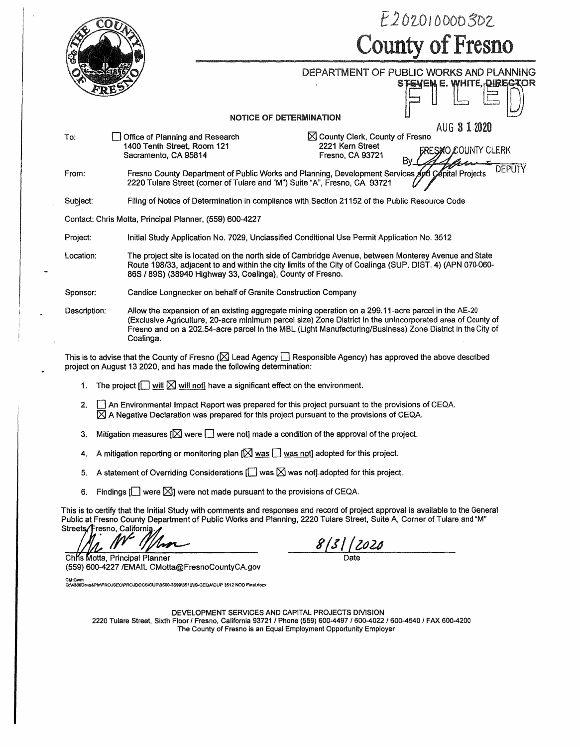E202010000302

# County of Fresno

DEPARTMENT OF PUBLIC WORKS AND PLANNING
STEVEN E. WHITE, DIRECTOR

FILED

AUG 31 2020

FRESNO COUNTY CLERK
By ______ DEPUTY

## NOTICE OF DETERMINATION

**To:** ☐ Office of Planning and Research, 1400 Tenth Street, Room 121, Sacramento, CA 95814
☒ County Clerk, County of Fresno, 2221 Kern Street, Fresno, CA 93721

**From:** Fresno County Department of Public Works and Planning, Development Services and Capital Projects
2220 Tulare Street (corner of Tulare and "M") Suite "A", Fresno, CA 93721

**Subject:** Filing of Notice of Determination in compliance with Section 21152 of the Public Resource Code

Contact: Chris Motta, Principal Planner, (559) 600-4227

**Project:** Initial Study Application No. 7029, Unclassified Conditional Use Permit Application No. 3512

**Location:** The project site is located on the north side of Cambridge Avenue, between Monterey Avenue and State Route 198/33, adjacent to and within the city limits of the City of Coalinga (SUP. DIST. 4) (APN 070-060-86S / 89S) (38940 Highway 33, Coalinga), County of Fresno.

**Sponsor:** Candice Longnecker on behalf of Granite Construction Company

**Description:** Allow the expansion of an existing aggregate mining operation on a 299.11-acre parcel in the AE-20 (Exclusive Agriculture, 20-acre minimum parcel size) Zone District in the unincorporated area of County of Fresno and on a 202.54-acre parcel in the MBL (Light Manufacturing/Business) Zone District in the City of Coalinga.

This is to advise that the County of Fresno (☒ Lead Agency ☐ Responsible Agency) has approved the above described project on August 13 2020, and has made the following determination:

1. The project [☐ will ☒ will not] have a significant effect on the environment.
2. ☐ An Environmental Impact Report was prepared for this project pursuant to the provisions of CEQA.
   ☒ A Negative Declaration was prepared for this project pursuant to the provisions of CEQA.
3. Mitigation measures [☒ were ☐ were not] made a condition of the approval of the project.
4. A mitigation reporting or monitoring plan [☒ was ☐ was not] adopted for this project.
5. A statement of Overriding Considerations [☐ was ☒ was not] adopted for this project.
6. Findings [☐ were ☒] were not made pursuant to the provisions of CEQA.

This is to certify that the Initial Study with comments and responses and record of project approval is available to the General Public at Fresno County Department of Public Works and Planning, 2220 Tulare Street, Suite A, Corner of Tulare and "M" Streets, Fresno, California.

Chris Motta, Principal Planner
(559) 600-4227 /EMAIL CMotta@FresnoCountyCA.gov

8/31/2020
Date

CM:Cwm
G:\4360Devs&Pln\PROJSEC\PROJDOCS\CUP\3500-3599\3512\IS-CEQA\CUP 3512 NOD Final.docx

DEVELOPMENT SERVICES AND CAPITAL PROJECTS DIVISION
2220 Tulare Street, Sixth Floor / Fresno, California 93721 / Phone (559) 600-4497 / 600-4022 / 600-4540 / FAX 600-4200
The County of Fresno is an Equal Employment Opportunity Employer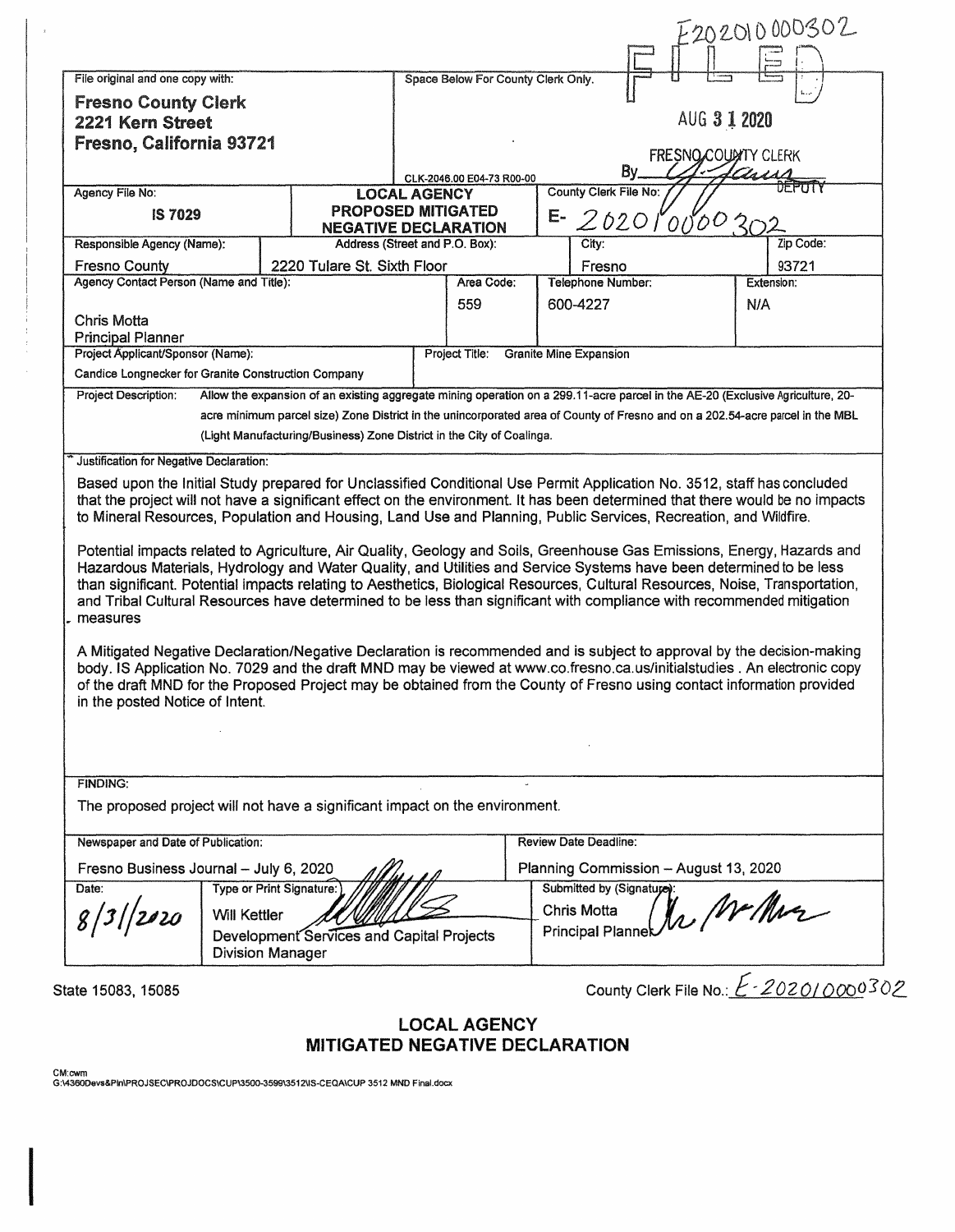E202010000302

FILED

AUG 31 2020

FRESNO COUNTY CLERK
By ________ DEPUTY

| | | | |
|---|---|---|---|
| File original and one copy with:<br>**Fresno County Clerk**<br>**2221 Kern Street**<br>**Fresno, California 93721** | Space Below For County Clerk Only.<br>CLK-2046.00 E04-73 R00-00 | | |
| Agency File No:<br>**IS 7029** | **LOCAL AGENCY PROPOSED MITIGATED NEGATIVE DECLARATION** | County Clerk File No:<br>E- 202010000302 | |
| Responsible Agency (Name):<br>Fresno County | Address (Street and P.O. Box):<br>2220 Tulare St. Sixth Floor | City:<br>Fresno | Zip Code:<br>93721 |
| Agency Contact Person (Name and Title):<br>Chris Motta<br>Principal Planner | Area Code:<br>559 | Telephone Number:<br>600-4227 | Extension:<br>N/A |
| Project Applicant/Sponsor (Name):<br>Candice Longnecker for Granite Construction Company | Project Title: Granite Mine Expansion | | |

Project Description: Allow the expansion of an existing aggregate mining operation on a 299.11-acre parcel in the AE-20 (Exclusive Agriculture, 20-acre minimum parcel size) Zone District in the unincorporated area of County of Fresno and on a 202.54-acre parcel in the MBL (Light Manufacturing/Business) Zone District in the City of Coalinga.

Justification for Negative Declaration:

Based upon the Initial Study prepared for Unclassified Conditional Use Permit Application No. 3512, staff has concluded that the project will not have a significant effect on the environment. It has been determined that there would be no impacts to Mineral Resources, Population and Housing, Land Use and Planning, Public Services, Recreation, and Wildfire.

Potential impacts related to Agriculture, Air Quality, Geology and Soils, Greenhouse Gas Emissions, Energy, Hazards and Hazardous Materials, Hydrology and Water Quality, and Utilities and Service Systems have been determined to be less than significant. Potential impacts relating to Aesthetics, Biological Resources, Cultural Resources, Noise, Transportation, and Tribal Cultural Resources have determined to be less than significant with compliance with recommended mitigation measures

A Mitigated Negative Declaration/Negative Declaration is recommended and is subject to approval by the decision-making body. IS Application No. 7029 and the draft MND may be viewed at www.co.fresno.ca.us/initialstudies . An electronic copy of the draft MND for the Proposed Project may be obtained from the County of Fresno using contact information provided in the posted Notice of Intent.

FINDING:

The proposed project will not have a significant impact on the environment.

| | | |
|---|---|---|
| Newspaper and Date of Publication:<br>Fresno Business Journal – July 6, 2020 | | Review Date Deadline:<br>Planning Commission – August 13, 2020 |
| Date:<br>8/31/2020 | Type or Print Signature:<br>Will Kettler<br>Development Services and Capital Projects Division Manager | Submitted by (Signature):<br>Chris Motta<br>Principal Planner |

State 15083, 15085

County Clerk File No.: E-202010000302

## LOCAL AGENCY MITIGATED NEGATIVE DECLARATION

CM:cwm
G:\4360Devs&Pln\PROJSEC\PROJDOCS\CUP\3500-3599\3512\IS-CEQA\CUP 3512 MND Final.docx